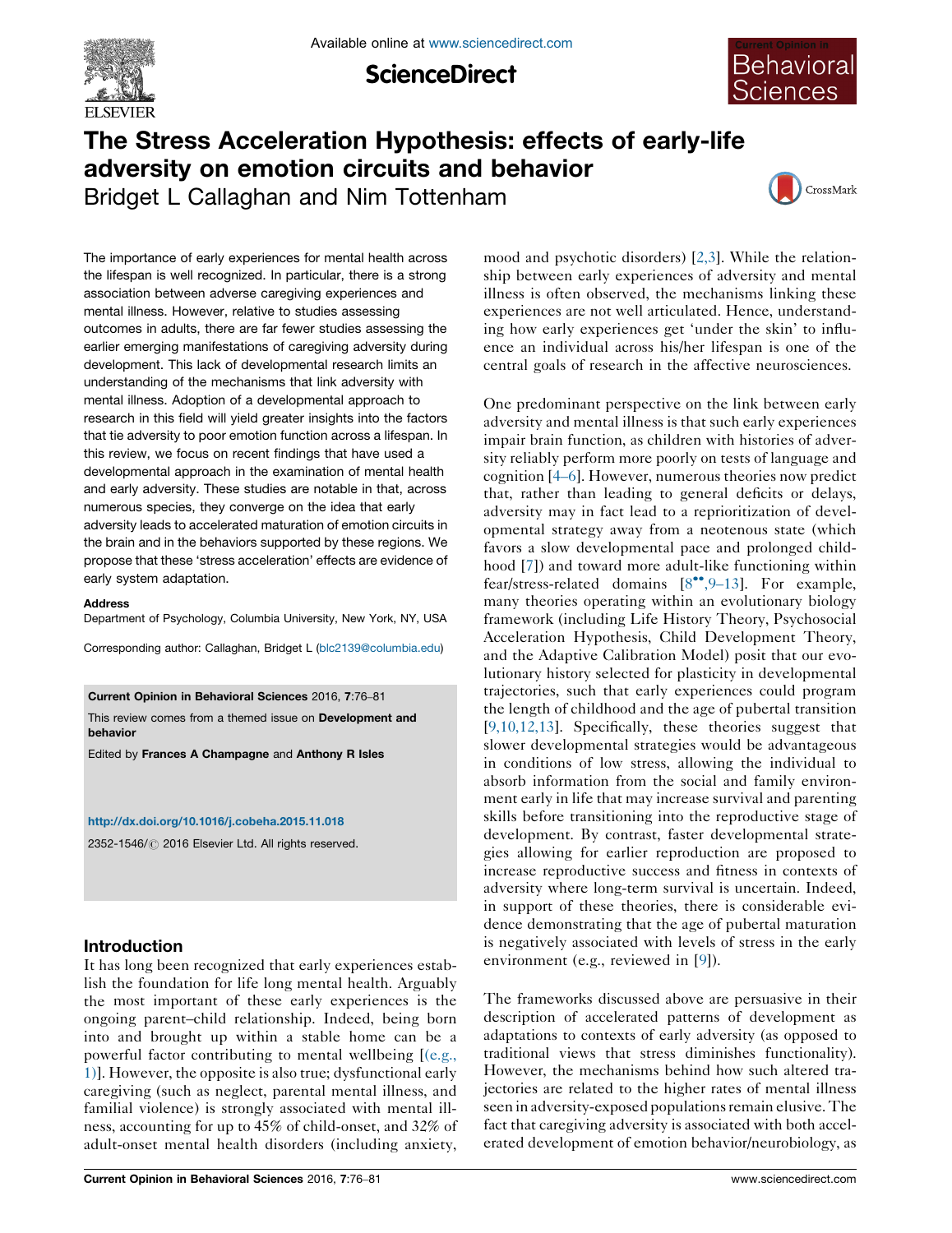# The Stress Acceleration Hypothesis: effects of early-life adversity on emotion circuits and behavior

Bridget L Callaghan and Nim Tottenham

The importance of early experiences for mental health across the lifespan is well recognized. In particular, there is a strong association between adverse caregiving experiences and mental illness. However, relative to studies assessing outcomes in adults, there are far fewer studies assessing the earlier emerging manifestations of caregiving adversity during development. This lack of developmental research limits an understanding of the mechanisms that link adversity with mental illness. Adoption of a developmental approach to research in this field will yield greater insights into the factors that tie adversity to poor emotion function across a lifespan. In this review, we focus on recent findings that have used a developmental approach in the examination of mental health and early adversity. These studies are notable in that, across numerous species, they converge on the idea that early adversity leads to accelerated maturation of emotion circuits in the brain and in the behaviors supported by these regions. We propose that these 'stress acceleration' effects are evidence of early system adaptation.

**Address**
Department of Psychology, Columbia University, New York, NY, USA

Corresponding author: Callaghan, Bridget L (blc2139@columbia.edu)

**Current Opinion in Behavioral Sciences** 2016, **7**:76–81

This review comes from a themed issue on **Development and behavior**

Edited by **Frances A Champagne** and **Anthony R Isles**

http://dx.doi.org/10.1016/j.cobeha.2015.11.018

2352-1546/© 2016 Elsevier Ltd. All rights reserved.

## Introduction

It has long been recognized that early experiences establish the foundation for life long mental health. Arguably the most important of these early experiences is the ongoing parent–child relationship. Indeed, being born into and brought up within a stable home can be a powerful factor contributing to mental wellbeing [(e.g., 1)]. However, the opposite is also true; dysfunctional early caregiving (such as neglect, parental mental illness, and familial violence) is strongly associated with mental illness, accounting for up to 45% of child-onset, and 32% of adult-onset mental health disorders (including anxiety, mood and psychotic disorders) [2,3]. While the relationship between early experiences of adversity and mental illness is often observed, the mechanisms linking these experiences are not well articulated. Hence, understanding how early experiences get 'under the skin' to influence an individual across his/her lifespan is one of the central goals of research in the affective neurosciences.

One predominant perspective on the link between early adversity and mental illness is that such early experiences impair brain function, as children with histories of adversity reliably perform more poorly on tests of language and cognition [4–6]. However, numerous theories now predict that, rather than leading to general deficits or delays, adversity may in fact lead to a reprioritization of developmental strategy away from a neotenous state (which favors a slow developmental pace and prolonged childhood [7]) and toward more adult-like functioning within fear/stress-related domains [8••,9–13]. For example, many theories operating within an evolutionary biology framework (including Life History Theory, Psychosocial Acceleration Hypothesis, Child Development Theory, and the Adaptive Calibration Model) posit that our evolutionary history selected for plasticity in developmental trajectories, such that early experiences could program the length of childhood and the age of pubertal transition [9,10,12,13]. Specifically, these theories suggest that slower developmental strategies would be advantageous in conditions of low stress, allowing the individual to absorb information from the social and family environment early in life that may increase survival and parenting skills before transitioning into the reproductive stage of development. By contrast, faster developmental strategies allowing for earlier reproduction are proposed to increase reproductive success and fitness in contexts of adversity where long-term survival is uncertain. Indeed, in support of these theories, there is considerable evidence demonstrating that the age of pubertal maturation is negatively associated with levels of stress in the early environment (e.g., reviewed in [9]).

The frameworks discussed above are persuasive in their description of accelerated patterns of development as adaptations to contexts of early adversity (as opposed to traditional views that stress diminishes functionality). However, the mechanisms behind how such altered trajectories are related to the higher rates of mental illness seen in adversity-exposed populations remain elusive. The fact that caregiving adversity is associated with both accelerated development of emotion behavior/neurobiology, as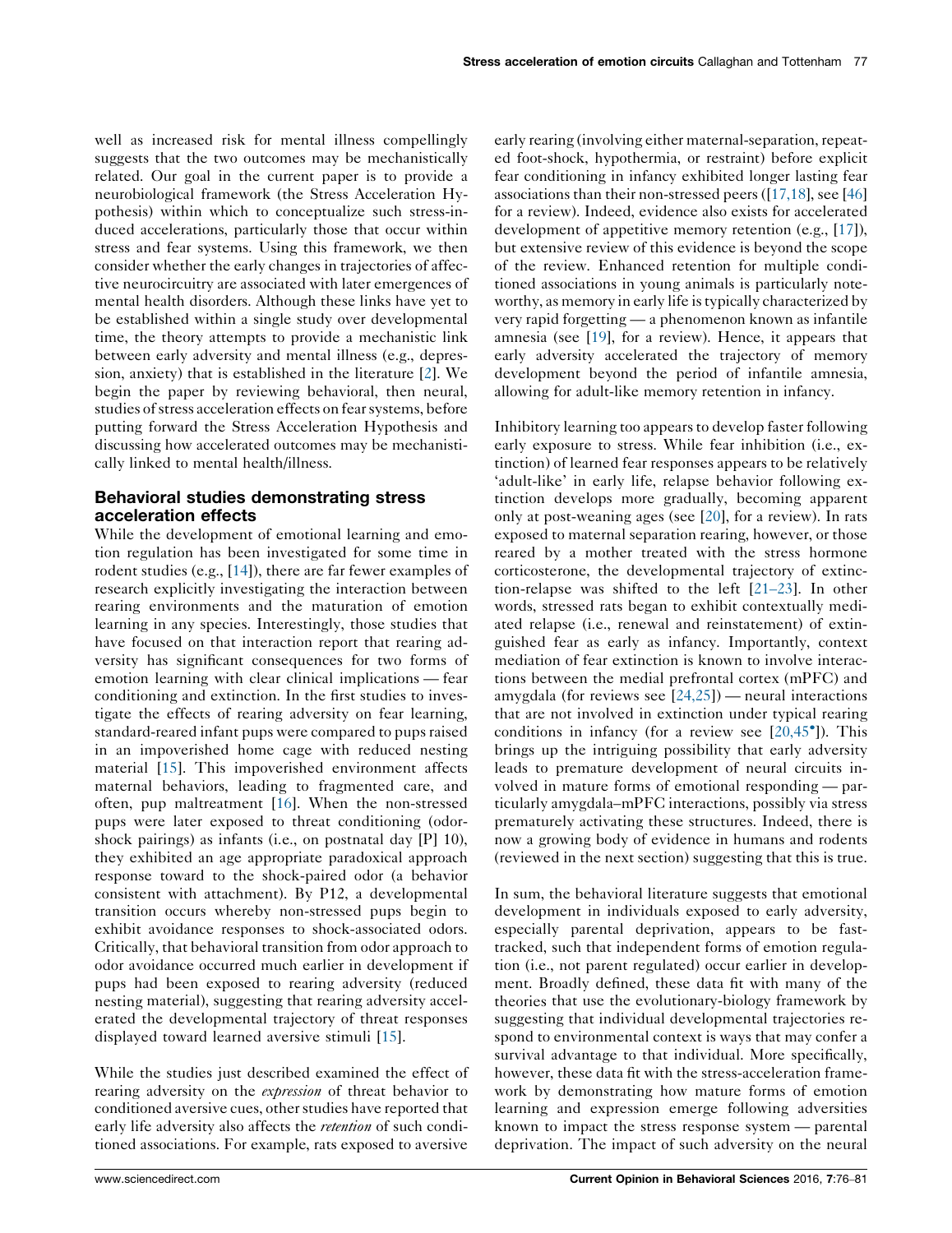well as increased risk for mental illness compellingly suggests that the two outcomes may be mechanistically related. Our goal in the current paper is to provide a neurobiological framework (the Stress Acceleration Hypothesis) within which to conceptualize such stress-induced accelerations, particularly those that occur within stress and fear systems. Using this framework, we then consider whether the early changes in trajectories of affective neurocircuitry are associated with later emergences of mental health disorders. Although these links have yet to be established within a single study over developmental time, the theory attempts to provide a mechanistic link between early adversity and mental illness (e.g., depression, anxiety) that is established in the literature [2]. We begin the paper by reviewing behavioral, then neural, studies of stress acceleration effects on fear systems, before putting forward the Stress Acceleration Hypothesis and discussing how accelerated outcomes may be mechanistically linked to mental health/illness.

## Behavioral studies demonstrating stress acceleration effects

While the development of emotional learning and emotion regulation has been investigated for some time in rodent studies (e.g., [14]), there are far fewer examples of research explicitly investigating the interaction between rearing environments and the maturation of emotion learning in any species. Interestingly, those studies that have focused on that interaction report that rearing adversity has significant consequences for two forms of emotion learning with clear clinical implications — fear conditioning and extinction. In the first studies to investigate the effects of rearing adversity on fear learning, standard-reared infant pups were compared to pups raised in an impoverished home cage with reduced nesting material [15]. This impoverished environment affects maternal behaviors, leading to fragmented care, and often, pup maltreatment [16]. When the non-stressed pups were later exposed to threat conditioning (odor-shock pairings) as infants (i.e., on postnatal day [P] 10), they exhibited an age appropriate paradoxical approach response toward to the shock-paired odor (a behavior consistent with attachment). By P12, a developmental transition occurs whereby non-stressed pups begin to exhibit avoidance responses to shock-associated odors. Critically, that behavioral transition from odor approach to odor avoidance occurred much earlier in development if pups had been exposed to rearing adversity (reduced nesting material), suggesting that rearing adversity accelerated the developmental trajectory of threat responses displayed toward learned aversive stimuli [15].

While the studies just described examined the effect of rearing adversity on the *expression* of threat behavior to conditioned aversive cues, other studies have reported that early life adversity also affects the *retention* of such conditioned associations. For example, rats exposed to aversive early rearing (involving either maternal-separation, repeated foot-shock, hypothermia, or restraint) before explicit fear conditioning in infancy exhibited longer lasting fear associations than their non-stressed peers ([17,18], see [46] for a review). Indeed, evidence also exists for accelerated development of appetitive memory retention (e.g., [17]), but extensive review of this evidence is beyond the scope of the review. Enhanced retention for multiple conditioned associations in young animals is particularly noteworthy, as memory in early life is typically characterized by very rapid forgetting — a phenomenon known as infantile amnesia (see [19], for a review). Hence, it appears that early adversity accelerated the trajectory of memory development beyond the period of infantile amnesia, allowing for adult-like memory retention in infancy.

Inhibitory learning too appears to develop faster following early exposure to stress. While fear inhibition (i.e., extinction) of learned fear responses appears to be relatively 'adult-like' in early life, relapse behavior following extinction develops more gradually, becoming apparent only at post-weaning ages (see [20], for a review). In rats exposed to maternal separation rearing, however, or those reared by a mother treated with the stress hormone corticosterone, the developmental trajectory of extinction-relapse was shifted to the left [21–23]. In other words, stressed rats began to exhibit contextually mediated relapse (i.e., renewal and reinstatement) of extinguished fear as early as infancy. Importantly, context mediation of fear extinction is known to involve interactions between the medial prefrontal cortex (mPFC) and amygdala (for reviews see [24,25]) — neural interactions that are not involved in extinction under typical rearing conditions in infancy (for a review see [20,45•]). This brings up the intriguing possibility that early adversity leads to premature development of neural circuits involved in mature forms of emotional responding — particularly amygdala–mPFC interactions, possibly via stress prematurely activating these structures. Indeed, there is now a growing body of evidence in humans and rodents (reviewed in the next section) suggesting that this is true.

In sum, the behavioral literature suggests that emotional development in individuals exposed to early adversity, especially parental deprivation, appears to be fast-tracked, such that independent forms of emotion regulation (i.e., not parent regulated) occur earlier in development. Broadly defined, these data fit with many of the theories that use the evolutionary-biology framework by suggesting that individual developmental trajectories respond to environmental context is ways that may confer a survival advantage to that individual. More specifically, however, these data fit with the stress-acceleration framework by demonstrating how mature forms of emotion learning and expression emerge following adversities known to impact the stress response system — parental deprivation. The impact of such adversity on the neural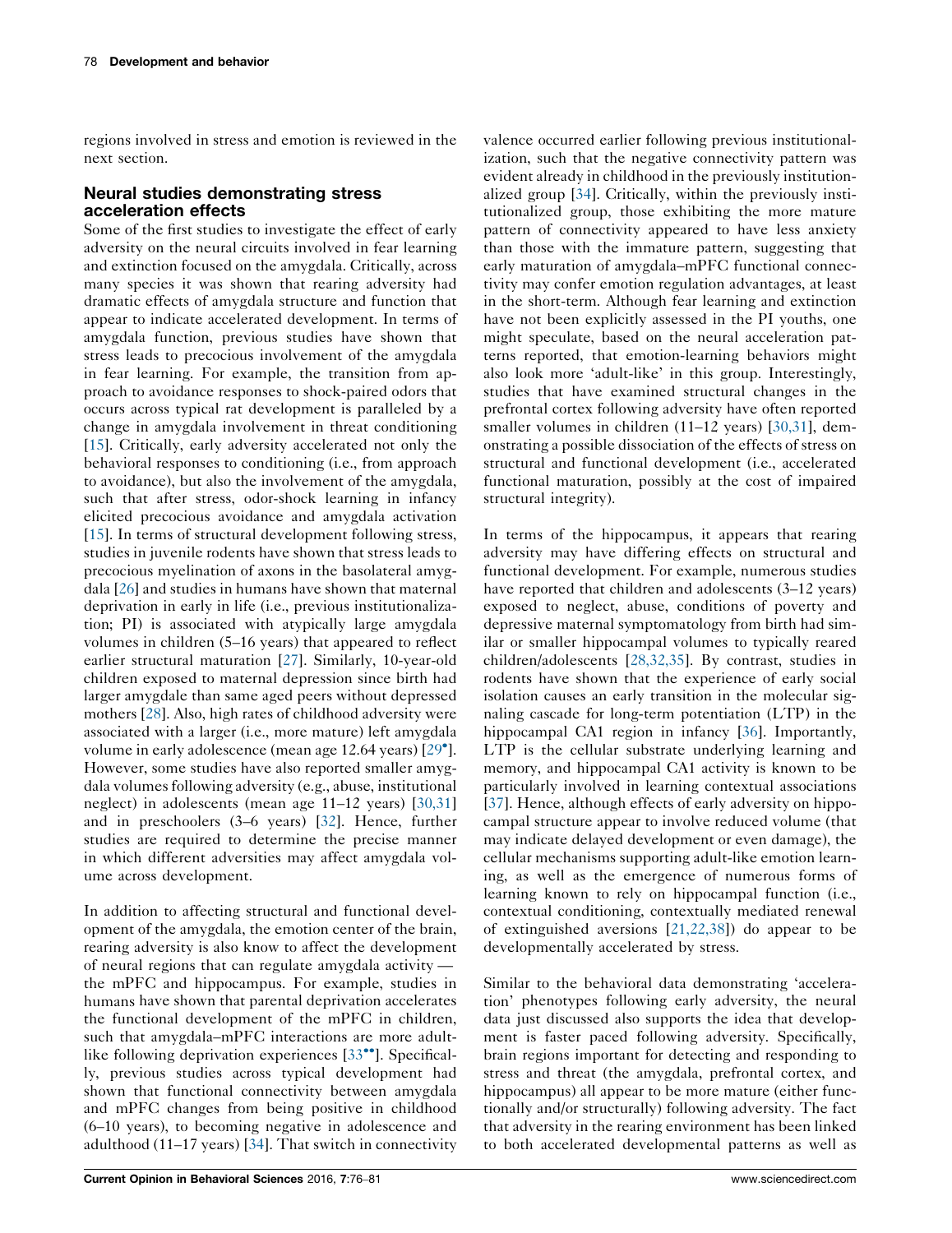regions involved in stress and emotion is reviewed in the next section.

## Neural studies demonstrating stress acceleration effects

Some of the first studies to investigate the effect of early adversity on the neural circuits involved in fear learning and extinction focused on the amygdala. Critically, across many species it was shown that rearing adversity had dramatic effects of amygdala structure and function that appear to indicate accelerated development. In terms of amygdala function, previous studies have shown that stress leads to precocious involvement of the amygdala in fear learning. For example, the transition from approach to avoidance responses to shock-paired odors that occurs across typical rat development is paralleled by a change in amygdala involvement in threat conditioning [15]. Critically, early adversity accelerated not only the behavioral responses to conditioning (i.e., from approach to avoidance), but also the involvement of the amygdala, such that after stress, odor-shock learning in infancy elicited precocious avoidance and amygdala activation [15]. In terms of structural development following stress, studies in juvenile rodents have shown that stress leads to precocious myelination of axons in the basolateral amygdala [26] and studies in humans have shown that maternal deprivation in early in life (i.e., previous institutionalization; PI) is associated with atypically large amygdala volumes in children (5–16 years) that appeared to reflect earlier structural maturation [27]. Similarly, 10-year-old children exposed to maternal depression since birth had larger amygdale than same aged peers without depressed mothers [28]. Also, high rates of childhood adversity were associated with a larger (i.e., more mature) left amygdala volume in early adolescence (mean age 12.64 years) [29•]. However, some studies have also reported smaller amygdala volumes following adversity (e.g., abuse, institutional neglect) in adolescents (mean age 11–12 years) [30,31] and in preschoolers (3–6 years) [32]. Hence, further studies are required to determine the precise manner in which different adversities may affect amygdala volume across development.

In addition to affecting structural and functional development of the amygdala, the emotion center of the brain, rearing adversity is also know to affect the development of neural regions that can regulate amygdala activity — the mPFC and hippocampus. For example, studies in humans have shown that parental deprivation accelerates the functional development of the mPFC in children, such that amygdala–mPFC interactions are more adult-like following deprivation experiences [33••]. Specifically, previous studies across typical development had shown that functional connectivity between amygdala and mPFC changes from being positive in childhood (6–10 years), to becoming negative in adolescence and adulthood (11–17 years) [34]. That switch in connectivity valence occurred earlier following previous institutionalization, such that the negative connectivity pattern was evident already in childhood in the previously institutionalized group [34]. Critically, within the previously institutionalized group, those exhibiting the more mature pattern of connectivity appeared to have less anxiety than those with the immature pattern, suggesting that early maturation of amygdala–mPFC functional connectivity may confer emotion regulation advantages, at least in the short-term. Although fear learning and extinction have not been explicitly assessed in the PI youths, one might speculate, based on the neural acceleration patterns reported, that emotion-learning behaviors might also look more 'adult-like' in this group. Interestingly, studies that have examined structural changes in the prefrontal cortex following adversity have often reported smaller volumes in children (11–12 years) [30,31], demonstrating a possible dissociation of the effects of stress on structural and functional development (i.e., accelerated functional maturation, possibly at the cost of impaired structural integrity).

In terms of the hippocampus, it appears that rearing adversity may have differing effects on structural and functional development. For example, numerous studies have reported that children and adolescents (3–12 years) exposed to neglect, abuse, conditions of poverty and depressive maternal symptomatology from birth had similar or smaller hippocampal volumes to typically reared children/adolescents [28,32,35]. By contrast, studies in rodents have shown that the experience of early social isolation causes an early transition in the molecular signaling cascade for long-term potentiation (LTP) in the hippocampal CA1 region in infancy [36]. Importantly, LTP is the cellular substrate underlying learning and memory, and hippocampal CA1 activity is known to be particularly involved in learning contextual associations [37]. Hence, although effects of early adversity on hippocampal structure appear to involve reduced volume (that may indicate delayed development or even damage), the cellular mechanisms supporting adult-like emotion learning, as well as the emergence of numerous forms of learning known to rely on hippocampal function (i.e., contextual conditioning, contextually mediated renewal of extinguished aversions [21,22,38]) do appear to be developmentally accelerated by stress.

Similar to the behavioral data demonstrating 'acceleration' phenotypes following early adversity, the neural data just discussed also supports the idea that development is faster paced following adversity. Specifically, brain regions important for detecting and responding to stress and threat (the amygdala, prefrontal cortex, and hippocampus) all appear to be more mature (either functionally and/or structurally) following adversity. The fact that adversity in the rearing environment has been linked to both accelerated developmental patterns as well as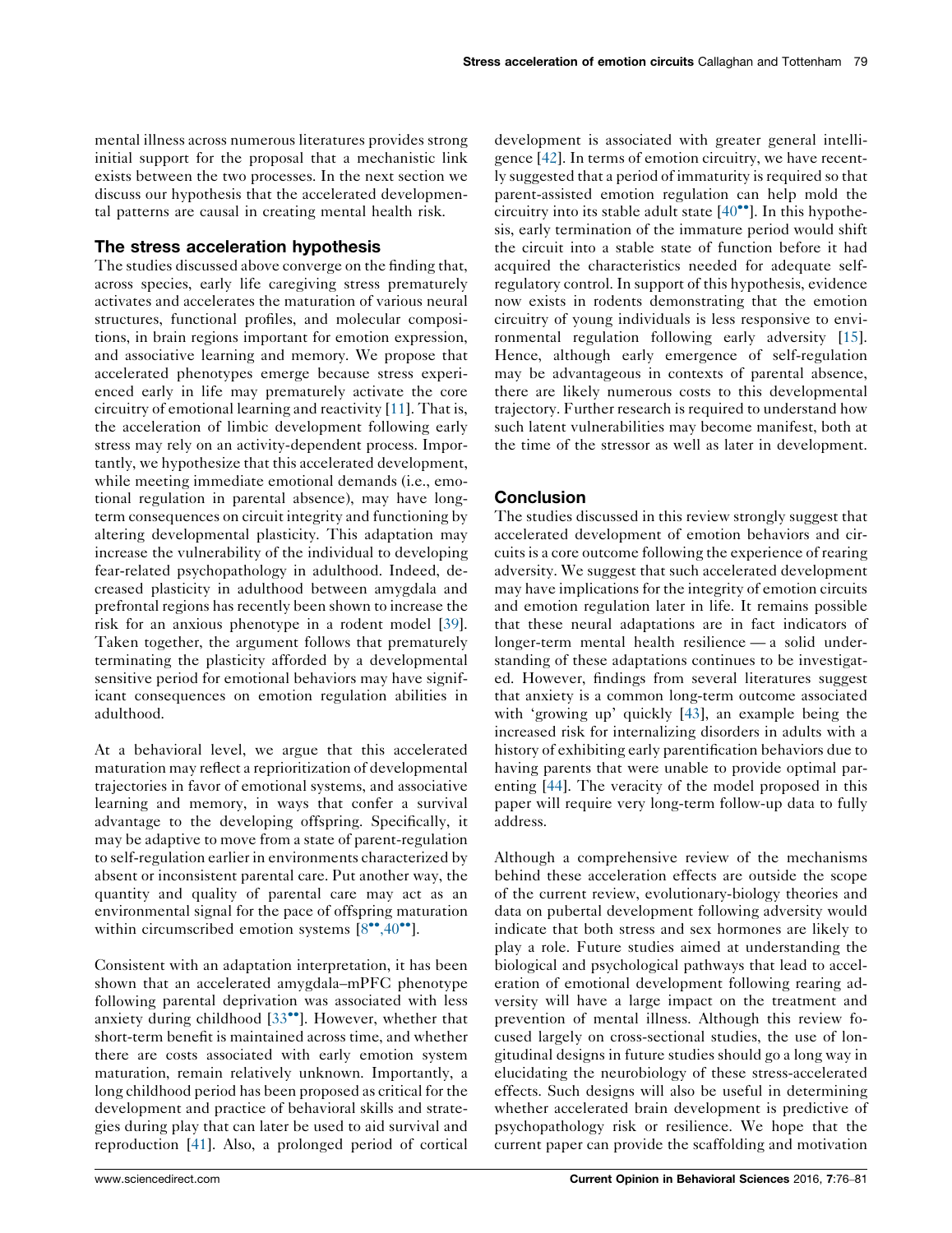mental illness across numerous literatures provides strong initial support for the proposal that a mechanistic link exists between the two processes. In the next section we discuss our hypothesis that the accelerated developmental patterns are causal in creating mental health risk.

## The stress acceleration hypothesis

The studies discussed above converge on the finding that, across species, early life caregiving stress prematurely activates and accelerates the maturation of various neural structures, functional profiles, and molecular compositions, in brain regions important for emotion expression, and associative learning and memory. We propose that accelerated phenotypes emerge because stress experienced early in life may prematurely activate the core circuitry of emotional learning and reactivity [11]. That is, the acceleration of limbic development following early stress may rely on an activity-dependent process. Importantly, we hypothesize that this accelerated development, while meeting immediate emotional demands (i.e., emotional regulation in parental absence), may have long-term consequences on circuit integrity and functioning by altering developmental plasticity. This adaptation may increase the vulnerability of the individual to developing fear-related psychopathology in adulthood. Indeed, decreased plasticity in adulthood between amygdala and prefrontal regions has recently been shown to increase the risk for an anxious phenotype in a rodent model [39]. Taken together, the argument follows that prematurely terminating the plasticity afforded by a developmental sensitive period for emotional behaviors may have significant consequences on emotion regulation abilities in adulthood.

At a behavioral level, we argue that this accelerated maturation may reflect a reprioritization of developmental trajectories in favor of emotional systems, and associative learning and memory, in ways that confer a survival advantage to the developing offspring. Specifically, it may be adaptive to move from a state of parent-regulation to self-regulation earlier in environments characterized by absent or inconsistent parental care. Put another way, the quantity and quality of parental care may act as an environmental signal for the pace of offspring maturation within circumscribed emotion systems [8••,40••].

Consistent with an adaptation interpretation, it has been shown that an accelerated amygdala–mPFC phenotype following parental deprivation was associated with less anxiety during childhood [33••]. However, whether that short-term benefit is maintained across time, and whether there are costs associated with early emotion system maturation, remain relatively unknown. Importantly, a long childhood period has been proposed as critical for the development and practice of behavioral skills and strategies during play that can later be used to aid survival and reproduction [41]. Also, a prolonged period of cortical development is associated with greater general intelligence [42]. In terms of emotion circuitry, we have recently suggested that a period of immaturity is required so that parent-assisted emotion regulation can help mold the circuitry into its stable adult state [40••]. In this hypothesis, early termination of the immature period would shift the circuit into a stable state of function before it had acquired the characteristics needed for adequate self-regulatory control. In support of this hypothesis, evidence now exists in rodents demonstrating that the emotion circuitry of young individuals is less responsive to environmental regulation following early adversity [15]. Hence, although early emergence of self-regulation may be advantageous in contexts of parental absence, there are likely numerous costs to this developmental trajectory. Further research is required to understand how such latent vulnerabilities may become manifest, both at the time of the stressor as well as later in development.

## Conclusion

The studies discussed in this review strongly suggest that accelerated development of emotion behaviors and circuits is a core outcome following the experience of rearing adversity. We suggest that such accelerated development may have implications for the integrity of emotion circuits and emotion regulation later in life. It remains possible that these neural adaptations are in fact indicators of longer-term mental health resilience — a solid understanding of these adaptations continues to be investigated. However, findings from several literatures suggest that anxiety is a common long-term outcome associated with 'growing up' quickly [43], an example being the increased risk for internalizing disorders in adults with a history of exhibiting early parentification behaviors due to having parents that were unable to provide optimal parenting [44]. The veracity of the model proposed in this paper will require very long-term follow-up data to fully address.

Although a comprehensive review of the mechanisms behind these acceleration effects are outside the scope of the current review, evolutionary-biology theories and data on pubertal development following adversity would indicate that both stress and sex hormones are likely to play a role. Future studies aimed at understanding the biological and psychological pathways that lead to acceleration of emotional development following rearing adversity will have a large impact on the treatment and prevention of mental illness. Although this review focused largely on cross-sectional studies, the use of longitudinal designs in future studies should go a long way in elucidating the neurobiology of these stress-accelerated effects. Such designs will also be useful in determining whether accelerated brain development is predictive of psychopathology risk or resilience. We hope that the current paper can provide the scaffolding and motivation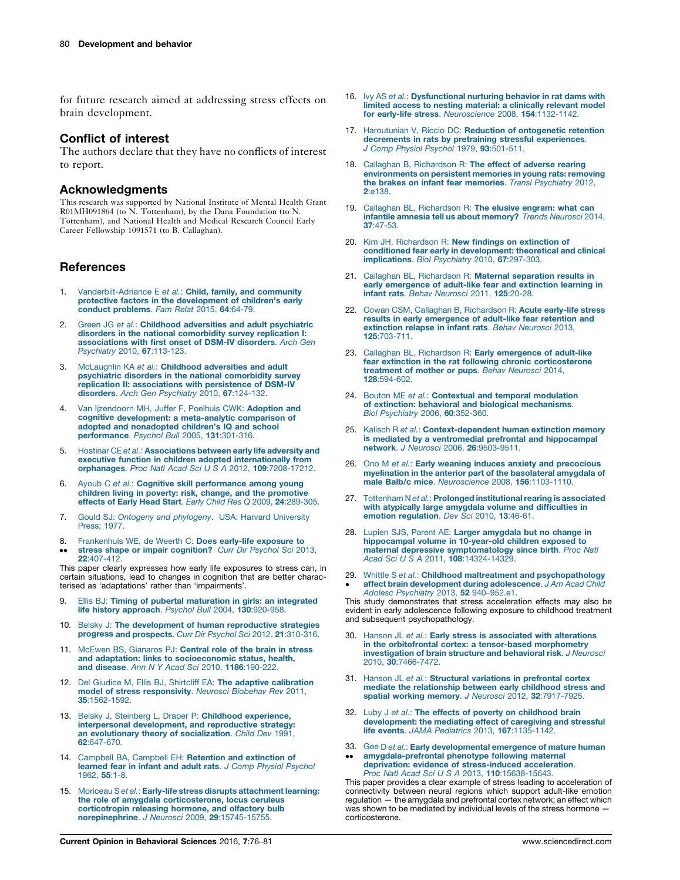for future research aimed at addressing stress effects on brain development.

## Conflict of interest

The authors declare that they have no conflicts of interest to report.

## Acknowledgments

This research was supported by National Institute of Mental Health Grant R01MH091864 (to N. Tottenham), by the Dana Foundation (to N. Tottenham), and National Health and Medical Research Council Early Career Fellowship 1091571 (to B. Callaghan).

## References

1. Vanderbilt-Adriance E *et al.*: **Child, family, and community protective factors in the development of children's early conduct problems**. *Fam Relat* 2015, **64**:64-79.

2. Green JG *et al.*: **Childhood adversities and adult psychiatric disorders in the national comorbidity survey replication I: associations with first onset of DSM-IV disorders**. *Arch Gen Psychiatry* 2010, **67**:113-123.

3. McLaughlin KA *et al.*: **Childhood adversities and adult psychiatric disorders in the national comorbidity survey replication II: associations with persistence of DSM-IV disorders**. *Arch Gen Psychiatry* 2010, **67**:124-132.

4. Van Ijzendoorn MH, Juffer F, Poelhuis CWK: **Adoption and cognitive development: a meta-analytic comparison of adopted and nonadopted children's IQ and school performance**. *Psychol Bull* 2005, **131**:301-316.

5. Hostinar CE *et al.*: **Associations between early life adversity and executive function in children adopted internationally from orphanages**. *Proc Natl Acad Sci U S A* 2012, **109**:7208-17212.

6. Ayoub C *et al.*: **Cognitive skill performance among young children living in poverty: risk, change, and the promotive effects of Early Head Start**. *Early Child Res Q* 2009, **24**:289-305.

7. Gould SJ: *Ontogeny and phylogeny*. USA: Harvard University Press; 1977.

8. •• Frankenhuis WE, de Weerth C: **Does early-life exposure to stress shape or impair cognition?** *Curr Dir Psychol Sci* 2013, **22**:407-412.
This paper clearly expresses how early life exposures to stress can, in certain situations, lead to changes in cognition that are better characterised as 'adaptations' rather than 'impairments'.

9. Ellis BJ: **Timing of pubertal maturation in girls: an integrated life history approach**. *Psychol Bull* 2004, **130**:920-958.

10. Belsky J: **The development of human reproductive strategies progress and prospects**. *Curr Dir Psychol Sci* 2012, **21**:310-316.

11. McEwen BS, Gianaros PJ: **Central role of the brain in stress and adaptation: links to socioeconomic status, health, and disease**. *Ann N Y Acad Sci* 2010, **1186**:190-222.

12. Del Giudice M, Ellis BJ, Shirtcliff EA: **The adaptive calibration model of stress responsivity**. *Neurosci Biobehav Rev* 2011, **35**:1562-1592.

13. Belsky J, Steinberg L, Draper P: **Childhood experience, interpersonal development, and reproductive strategy: an evolutionary theory of socialization**. *Child Dev* 1991, **62**:647-670.

14. Campbell BA, Campbell EH: **Retention and extinction of learned fear in infant and adult rats**. *J Comp Physiol Psychol* 1962, **55**:1-8.

15. Moriceau S *et al.*: **Early-life stress disrupts attachment learning: the role of amygdala corticosterone, locus ceruleus corticotropin releasing hormone, and olfactory bulb norepinephrine**. *J Neurosci* 2009, **29**:15745-15755.

16. Ivy AS *et al.*: **Dysfunctional nurturing behavior in rat dams with limited access to nesting material: a clinically relevant model for early-life stress**. *Neuroscience* 2008, **154**:1132-1142.

17. Haroutunian V, Riccio DC: **Reduction of ontogenetic retention decrements in rats by pretraining stressful experiences**. *J Comp Physiol Psychol* 1979, **93**:501-511.

18. Callaghan B, Richardson R: **The effect of adverse rearing environments on persistent memories in young rats: removing the brakes on infant fear memories**. *Transl Psychiatry* 2012, **2**:e138.

19. Callaghan BL, Richardson R: **The elusive engram: what can infantile amnesia tell us about memory?** *Trends Neurosci* 2014, **37**:47-53.

20. Kim JH, Richardson R: **New findings on extinction of conditioned fear early in development: theoretical and clinical implications**. *Biol Psychiatry* 2010, **67**:297-303.

21. Callaghan BL, Richardson R: **Maternal separation results in early emergence of adult-like fear and extinction learning in infant rats**. *Behav Neurosci* 2011, **125**:20-28.

22. Cowan CSM, Callaghan B, Richardson R: **Acute early-life stress results in early emergence of adult-like fear retention and extinction relapse in infant rats**. *Behav Neurosci* 2013, **125**:703-711.

23. Callaghan BL, Richardson R: **Early emergence of adult-like fear extinction in the rat following chronic corticosterone treatment of mother or pups**. *Behav Neurosci* 2014, **128**:594-602.

24. Bouton ME *et al.*: **Contextual and temporal modulation of extinction: behavioral and biological mechanisms**. *Biol Psychiatry* 2006, **60**:352-360.

25. Kalisch R *et al.*: **Context-dependent human extinction memory is mediated by a ventromedial prefrontal and hippocampal network**. *J Neurosci* 2006, **26**:9503-9511.

26. Ono M *et al.*: **Early weaning induces anxiety and precocious myelination in the anterior part of the basolateral amygdala of male Balb/c mice**. *Neuroscience* 2008, **156**:1103-1110.

27. Tottenham N *et al.*: **Prolonged institutional rearing is associated with atypically large amygdala volume and difficulties in emotion regulation**. *Dev Sci* 2010, **13**:46-61.

28. Lupien SJS, Parent AE: **Larger amygdala but no change in hippocampal volume in 10-year-old children exposed to maternal depressive symptomatology since birth**. *Proc Natl Acad Sci U S A* 2011, **108**:14324-14329.

29. • Whittle S *et al.*: **Childhood maltreatment and psychopathology affect brain development during adolescence**. *J Am Acad Child Adolesc Psychiatry* 2013, **52** 940–952.e1.
This study demonstrates that stress acceleration effects may also be evident in early adolescence following exposure to childhood treatment and subsequent psychopathology.

30. Hanson JL *et al.*: **Early stress is associated with alterations in the orbitofrontal cortex: a tensor-based morphometry investigation of brain structure and behavioral risk**. *J Neurosci* 2010, **30**:7466-7472.

31. Hanson JL *et al.*: **Structural variations in prefrontal cortex mediate the relationship between early childhood stress and spatial working memory**. *J Neurosci* 2012, **32**:7917-7925.

32. Luby J *et al.*: **The effects of poverty on childhood brain development: the mediating effect of caregiving and stressful life events**. *JAMA Pediatrics* 2013, **167**:1135-1142.

33. •• Gee D *et al.*: **Early developmental emergence of mature human amygdala-prefrontal phenotype following maternal deprivation: evidence of stress-induced acceleration**. *Proc Natl Acad Sci U S A* 2013, **110**:15638-15643.
This paper provides a clear example of stress leading to acceleration of connectivity between neural regions which support adult-like emotion regulation — the amygdala and prefrontal cortex network; an effect which was shown to be mediated by individual levels of the stress hormone — corticosterone.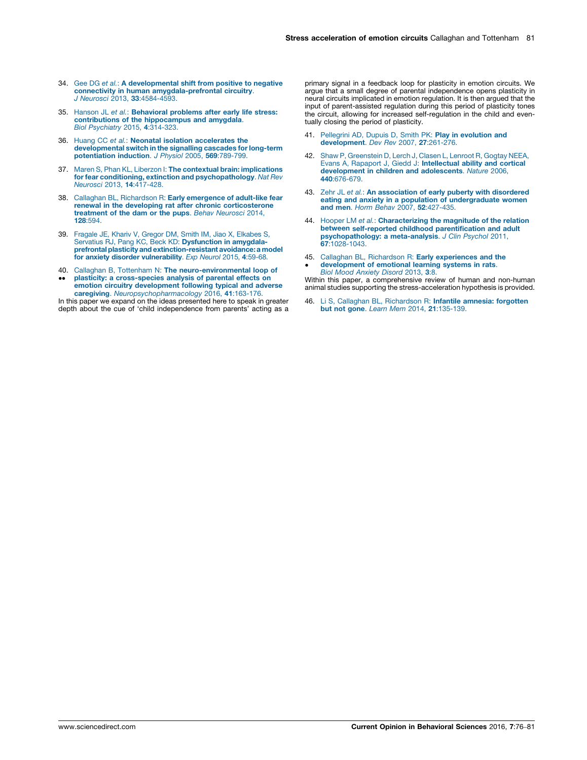34. Gee DG *et al.*: **A developmental shift from positive to negative connectivity in human amygdala-prefrontal circuitry**. *J Neurosci* 2013, **33**:4584-4593.

35. Hanson JL *et al.*: **Behavioral problems after early life stress: contributions of the hippocampus and amygdala**. *Biol Psychiatry* 2015, **4**:314-323.

36. Huang CC *et al.*: **Neonatal isolation accelerates the developmental switch in the signalling cascades for long-term potentiation induction**. *J Physiol* 2005, **569**:789-799.

37. Maren S, Phan KL, Liberzon I: **The contextual brain: implications for fear conditioning, extinction and psychopathology**. *Nat Rev Neurosci* 2013, **14**:417-428.

38. Callaghan BL, Richardson R: **Early emergence of adult-like fear renewal in the developing rat after chronic corticosterone treatment of the dam or the pups**. *Behav Neurosci* 2014, **128**:594.

39. Fragale JE, Khariv V, Gregor DM, Smith IM, Jiao X, Elkabes S, Servatius RJ, Pang KC, Beck KD: **Dysfunction in amygdala-prefrontal plasticity and extinction-resistant avoidance: a model for anxiety disorder vulnerability**. *Exp Neurol* 2015, **4**:59-68.

40. •• Callaghan B, Tottenham N: **The neuro-environmental loop of plasticity: a cross-species analysis of parental effects on emotion circuitry development following typical and adverse caregiving**. *Neuropsychopharmacology* 2016, **41**:163-176.
In this paper we expand on the ideas presented here to speak in greater depth about the cue of 'child independence from parents' acting as a primary signal in a feedback loop for plasticity in emotion circuits. We argue that a small degree of parental independence opens plasticity in neural circuits implicated in emotion regulation. It is then argued that the input of parent-assisted regulation during this period of plasticity tones the circuit, allowing for increased self-regulation in the child and eventually closing the period of plasticity.

41. Pellegrini AD, Dupuis D, Smith PK: **Play in evolution and development**. *Dev Rev* 2007, **27**:261-276.

42. Shaw P, Greenstein D, Lerch J, Clasen L, Lenroot R, Gogtay NEEA, Evans A, Rapaport J, Giedd J: **Intellectual ability and cortical development in children and adolescents**. *Nature* 2006, **440**:676-679.

43. Zehr JL *et al.*: **An association of early puberty with disordered eating and anxiety in a population of undergraduate women and men**. *Horm Behav* 2007, **52**:427-435.

44. Hooper LM *et al.*: **Characterizing the magnitude of the relation between self-reported childhood parentification and adult psychopathology: a meta-analysis**. *J Clin Psychol* 2011, **67**:1028-1043.

45. • Callaghan BL, Richardson R: **Early experiences and the development of emotional learning systems in rats**. *Biol Mood Anxiety Disord* 2013, **3**:8.
Within this paper, a comprehensive review of human and non-human animal studies supporting the stress-acceleration hypothesis is provided.

46. Li S, Callaghan BL, Richardson R: **Infantile amnesia: forgotten but not gone**. *Learn Mem* 2014, **21**:135-139.